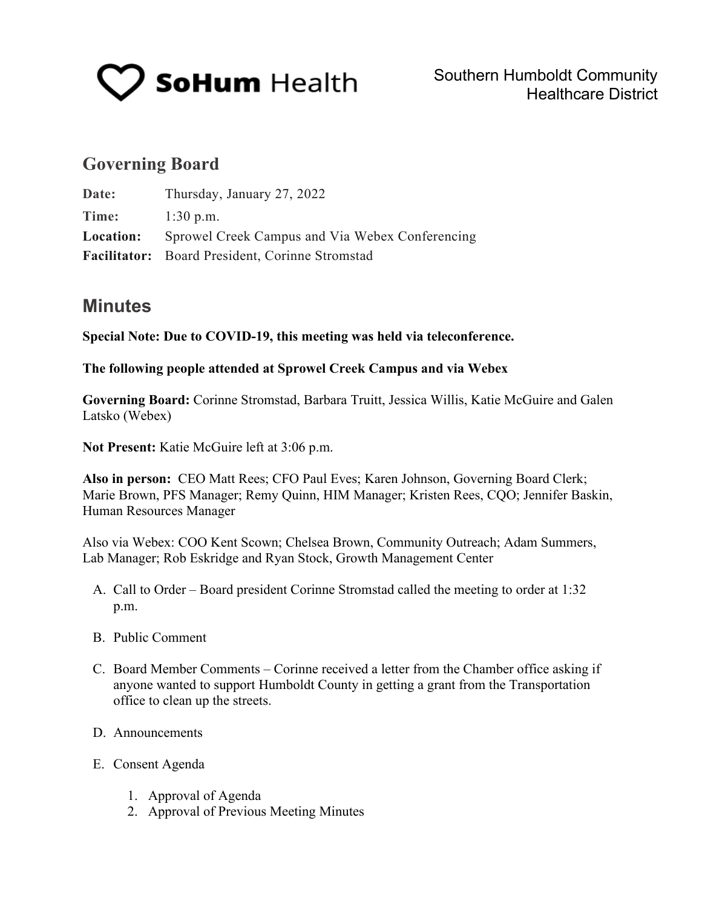**SoHum Health**

Southern Humboldt Community
Healthcare District

## Governing Board

**Date:** Thursday, January 27, 2022

**Time:** 1:30 p.m.

**Location:** Sprowel Creek Campus and Via Webex Conferencing

**Facilitator:** Board President, Corinne Stromstad

## Minutes

**Special Note: Due to COVID-19, this meeting was held via teleconference.**

**The following people attended at Sprowel Creek Campus and via Webex**

**Governing Board:** Corinne Stromstad, Barbara Truitt, Jessica Willis, Katie McGuire and Galen Latsko (Webex)

**Not Present:** Katie McGuire left at 3:06 p.m.

**Also in person:** CEO Matt Rees; CFO Paul Eves; Karen Johnson, Governing Board Clerk; Marie Brown, PFS Manager; Remy Quinn, HIM Manager; Kristen Rees, CQO; Jennifer Baskin, Human Resources Manager

Also via Webex: COO Kent Scown; Chelsea Brown, Community Outreach; Adam Summers, Lab Manager; Rob Eskridge and Ryan Stock, Growth Management Center

A. Call to Order – Board president Corinne Stromstad called the meeting to order at 1:32 p.m.

B. Public Comment

C. Board Member Comments – Corinne received a letter from the Chamber office asking if anyone wanted to support Humboldt County in getting a grant from the Transportation office to clean up the streets.

D. Announcements

E. Consent Agenda

   1. Approval of Agenda
   2. Approval of Previous Meeting Minutes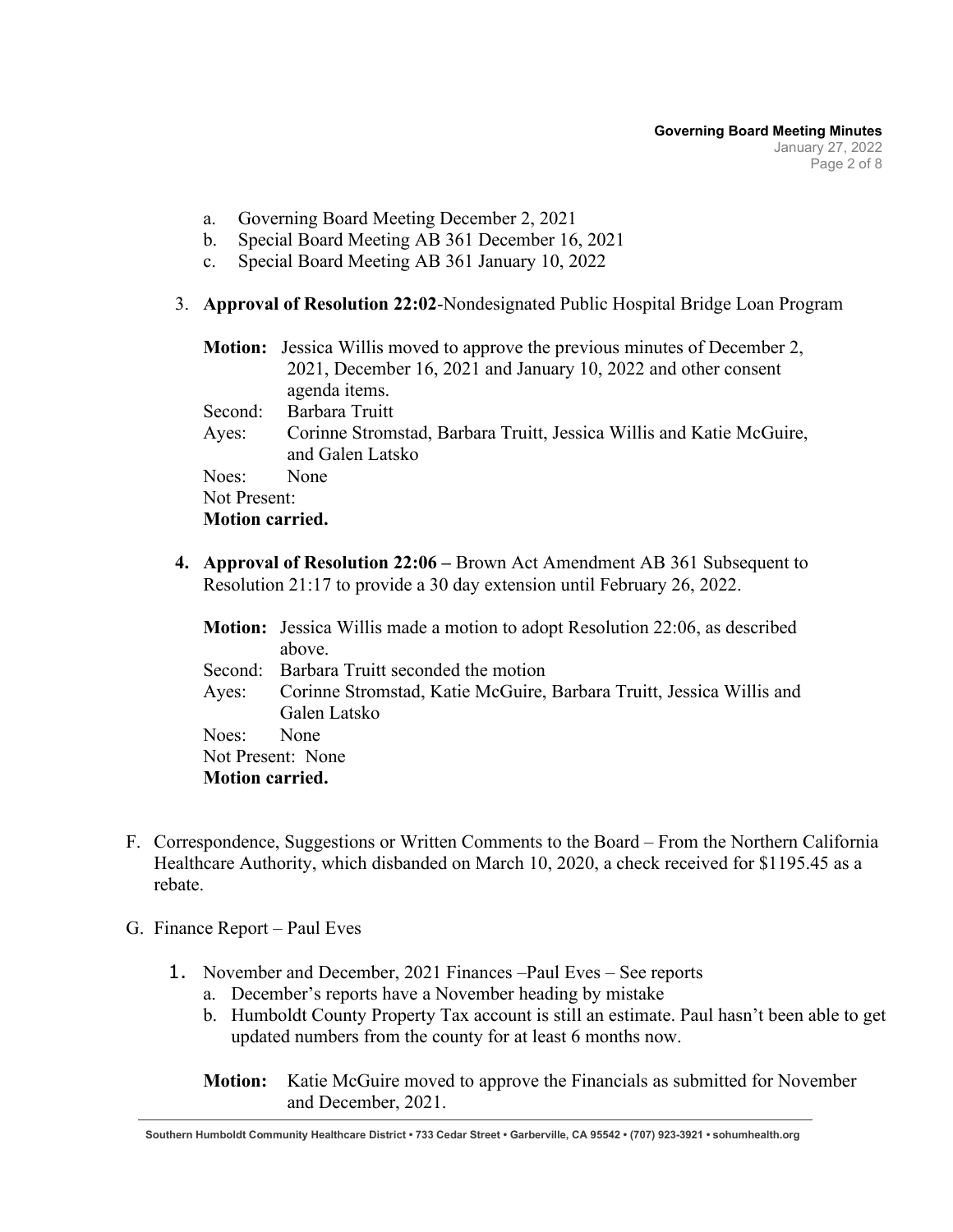a. Governing Board Meeting December 2, 2021
b. Special Board Meeting AB 361 December 16, 2021
c. Special Board Meeting AB 361 January 10, 2022

3. **Approval of Resolution 22:02**-Nondesignated Public Hospital Bridge Loan Program

   **Motion:** Jessica Willis moved to approve the previous minutes of December 2, 2021, December 16, 2021 and January 10, 2022 and other consent agenda items.
   Second: Barbara Truitt
   Ayes: Corinne Stromstad, Barbara Truitt, Jessica Willis and Katie McGuire, and Galen Latsko
   Noes: None
   Not Present:
   **Motion carried.**

4. **Approval of Resolution 22:06 –** Brown Act Amendment AB 361 Subsequent to Resolution 21:17 to provide a 30 day extension until February 26, 2022.

   **Motion:** Jessica Willis made a motion to adopt Resolution 22:06, as described above.
   Second: Barbara Truitt seconded the motion
   Ayes: Corinne Stromstad, Katie McGuire, Barbara Truitt, Jessica Willis and Galen Latsko
   Noes: None
   Not Present: None
   **Motion carried.**

F. Correspondence, Suggestions or Written Comments to the Board – From the Northern California Healthcare Authority, which disbanded on March 10, 2020, a check received for $1195.45 as a rebate.

G. Finance Report – Paul Eves

1. November and December, 2021 Finances –Paul Eves – See reports
   a. December's reports have a November heading by mistake
   b. Humboldt County Property Tax account is still an estimate. Paul hasn't been able to get updated numbers from the county for at least 6 months now.

   **Motion:** Katie McGuire moved to approve the Financials as submitted for November and December, 2021.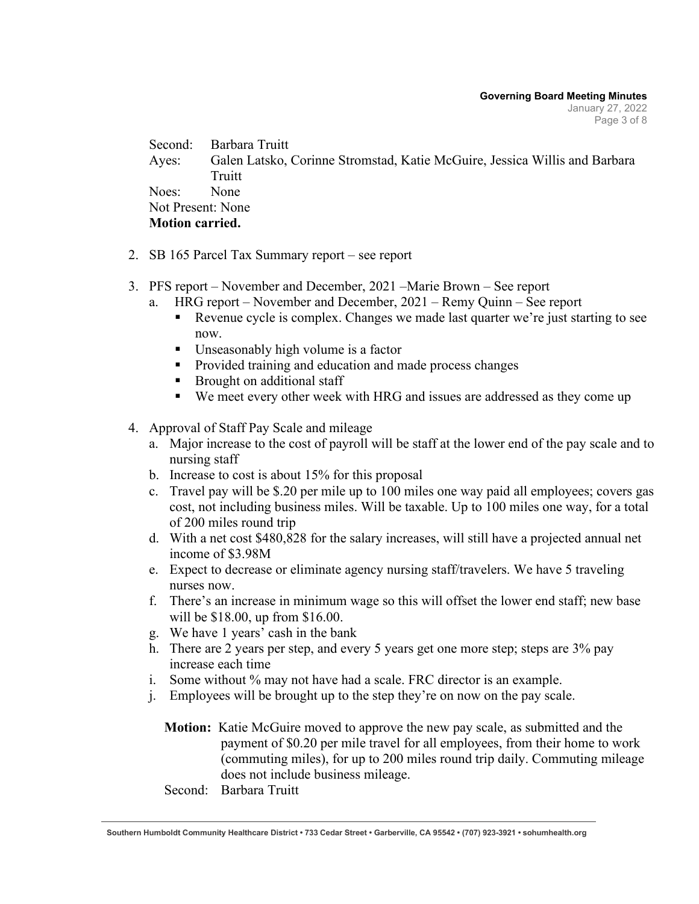Second: Barbara Truitt
Ayes: Galen Latsko, Corinne Stromstad, Katie McGuire, Jessica Willis and Barbara Truitt
Noes: None
Not Present: None
**Motion carried.**

2. SB 165 Parcel Tax Summary report – see report

3. PFS report – November and December, 2021 –Marie Brown – See report
   a. HRG report – November and December, 2021 – Remy Quinn – See report
      - Revenue cycle is complex. Changes we made last quarter we're just starting to see now.
      - Unseasonably high volume is a factor
      - Provided training and education and made process changes
      - Brought on additional staff
      - We meet every other week with HRG and issues are addressed as they come up

4. Approval of Staff Pay Scale and mileage
   a. Major increase to the cost of payroll will be staff at the lower end of the pay scale and to nursing staff
   b. Increase to cost is about 15% for this proposal
   c. Travel pay will be $.20 per mile up to 100 miles one way paid all employees; covers gas cost, not including business miles. Will be taxable. Up to 100 miles one way, for a total of 200 miles round trip
   d. With a net cost $480,828 for the salary increases, will still have a projected annual net income of $3.98M
   e. Expect to decrease or eliminate agency nursing staff/travelers. We have 5 traveling nurses now.
   f. There's an increase in minimum wage so this will offset the lower end staff; new base will be $18.00, up from $16.00.
   g. We have 1 years' cash in the bank
   h. There are 2 years per step, and every 5 years get one more step; steps are 3% pay increase each time
   i. Some without % may not have had a scale. FRC director is an example.
   j. Employees will be brought up to the step they're on now on the pay scale.

   **Motion:** Katie McGuire moved to approve the new pay scale, as submitted and the payment of $0.20 per mile travel for all employees, from their home to work (commuting miles), for up to 200 miles round trip daily. Commuting mileage does not include business mileage.
   Second: Barbara Truitt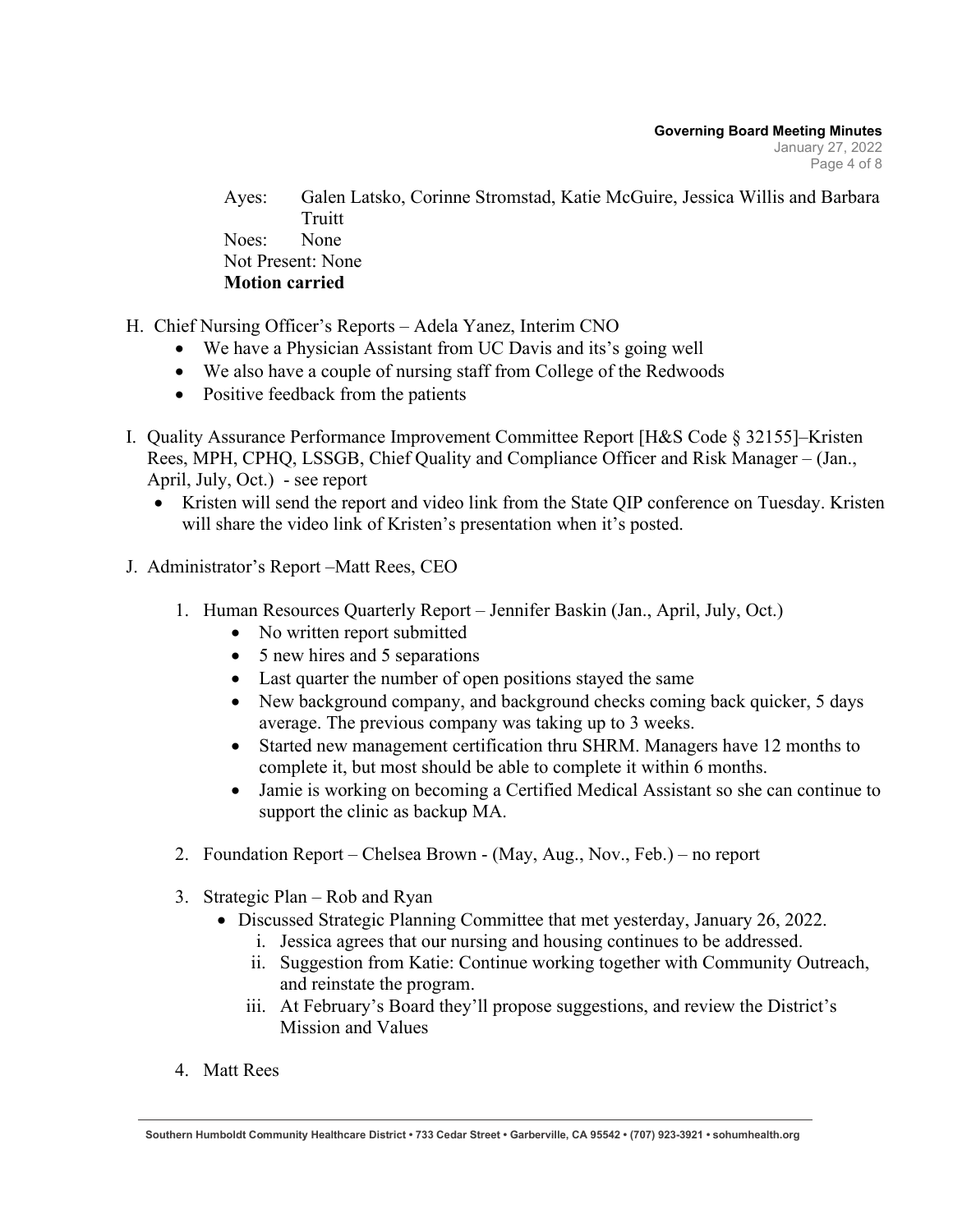Ayes: Galen Latsko, Corinne Stromstad, Katie McGuire, Jessica Willis and Barbara Truitt
Noes: None
Not Present: None
**Motion carried**

H. Chief Nursing Officer's Reports – Adela Yanez, Interim CNO
- We have a Physician Assistant from UC Davis and its's going well
- We also have a couple of nursing staff from College of the Redwoods
- Positive feedback from the patients

I. Quality Assurance Performance Improvement Committee Report [H&S Code § 32155]–Kristen Rees, MPH, CPHQ, LSSGB, Chief Quality and Compliance Officer and Risk Manager – (Jan., April, July, Oct.) - see report
- Kristen will send the report and video link from the State QIP conference on Tuesday. Kristen will share the video link of Kristen's presentation when it's posted.

J. Administrator's Report –Matt Rees, CEO

1. Human Resources Quarterly Report – Jennifer Baskin (Jan., April, July, Oct.)
   - No written report submitted
   - 5 new hires and 5 separations
   - Last quarter the number of open positions stayed the same
   - New background company, and background checks coming back quicker, 5 days average. The previous company was taking up to 3 weeks.
   - Started new management certification thru SHRM. Managers have 12 months to complete it, but most should be able to complete it within 6 months.
   - Jamie is working on becoming a Certified Medical Assistant so she can continue to support the clinic as backup MA.

2. Foundation Report – Chelsea Brown - (May, Aug., Nov., Feb.) – no report

3. Strategic Plan – Rob and Ryan
   - Discussed Strategic Planning Committee that met yesterday, January 26, 2022.
     i. Jessica agrees that our nursing and housing continues to be addressed.
     ii. Suggestion from Katie: Continue working together with Community Outreach, and reinstate the program.
     iii. At February's Board they'll propose suggestions, and review the District's Mission and Values

4. Matt Rees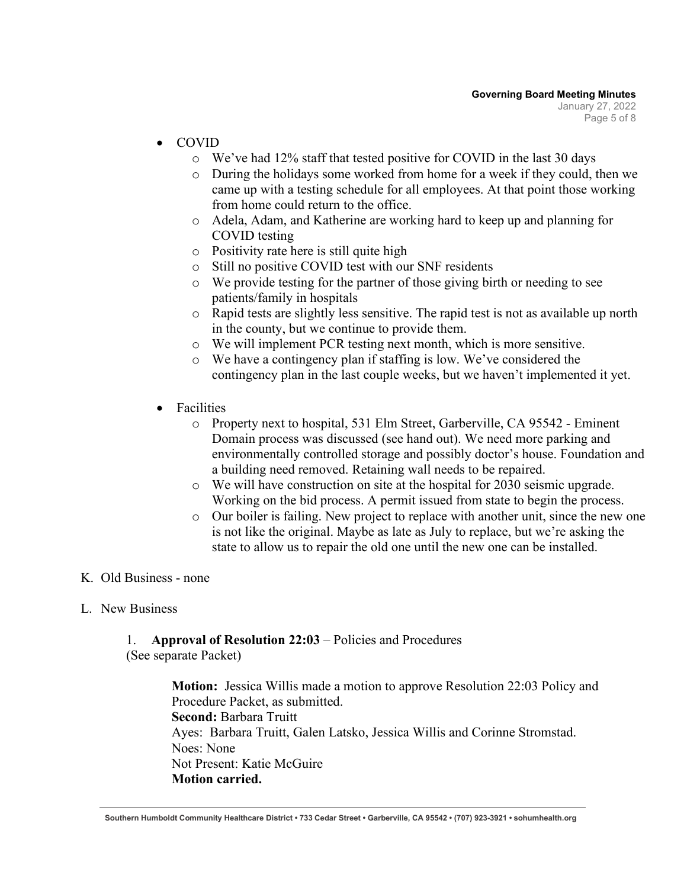- COVID
  - We've had 12% staff that tested positive for COVID in the last 30 days
  - During the holidays some worked from home for a week if they could, then we came up with a testing schedule for all employees. At that point those working from home could return to the office.
  - Adela, Adam, and Katherine are working hard to keep up and planning for COVID testing
  - Positivity rate here is still quite high
  - Still no positive COVID test with our SNF residents
  - We provide testing for the partner of those giving birth or needing to see patients/family in hospitals
  - Rapid tests are slightly less sensitive. The rapid test is not as available up north in the county, but we continue to provide them.
  - We will implement PCR testing next month, which is more sensitive.
  - We have a contingency plan if staffing is low. We've considered the contingency plan in the last couple weeks, but we haven't implemented it yet.

- Facilities
  - Property next to hospital, 531 Elm Street, Garberville, CA 95542 - Eminent Domain process was discussed (see hand out). We need more parking and environmentally controlled storage and possibly doctor's house. Foundation and a building need removed. Retaining wall needs to be repaired.
  - We will have construction on site at the hospital for 2030 seismic upgrade. Working on the bid process. A permit issued from state to begin the process.
  - Our boiler is failing. New project to replace with another unit, since the new one is not like the original. Maybe as late as July to replace, but we're asking the state to allow us to repair the old one until the new one can be installed.

K. Old Business - none

L. New Business

1. **Approval of Resolution 22:03** – Policies and Procedures
(See separate Packet)

> **Motion:** Jessica Willis made a motion to approve Resolution 22:03 Policy and Procedure Packet, as submitted.
> **Second:** Barbara Truitt
> Ayes: Barbara Truitt, Galen Latsko, Jessica Willis and Corinne Stromstad.
> Noes: None
> Not Present: Katie McGuire
> **Motion carried.**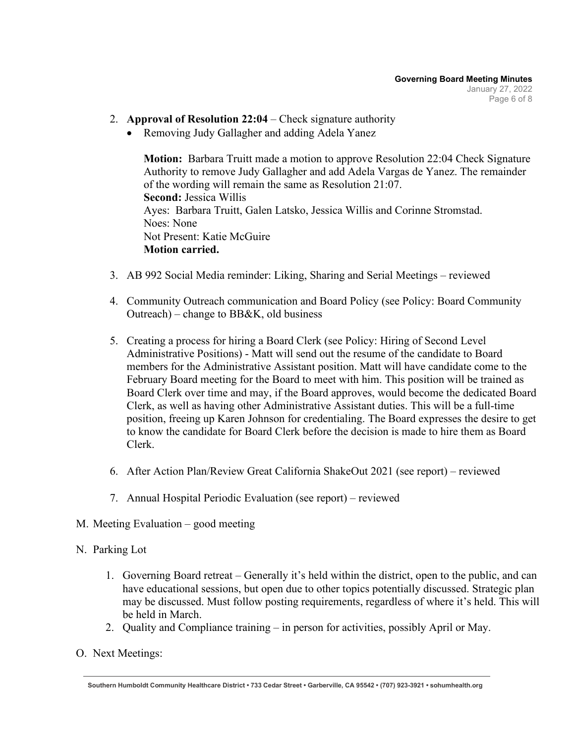2. **Approval of Resolution 22:04** – Check signature authority
   - Removing Judy Gallagher and adding Adela Yanez

     **Motion:** Barbara Truitt made a motion to approve Resolution 22:04 Check Signature Authority to remove Judy Gallagher and add Adela Vargas de Yanez. The remainder of the wording will remain the same as Resolution 21:07.
     **Second:** Jessica Willis
     Ayes: Barbara Truitt, Galen Latsko, Jessica Willis and Corinne Stromstad.
     Noes: None
     Not Present: Katie McGuire
     **Motion carried.**

3. AB 992 Social Media reminder: Liking, Sharing and Serial Meetings – reviewed

4. Community Outreach communication and Board Policy (see Policy: Board Community Outreach) – change to BB&K, old business

5. Creating a process for hiring a Board Clerk (see Policy: Hiring of Second Level Administrative Positions) - Matt will send out the resume of the candidate to Board members for the Administrative Assistant position. Matt will have candidate come to the February Board meeting for the Board to meet with him. This position will be trained as Board Clerk over time and may, if the Board approves, would become the dedicated Board Clerk, as well as having other Administrative Assistant duties. This will be a full-time position, freeing up Karen Johnson for credentialing. The Board expresses the desire to get to know the candidate for Board Clerk before the decision is made to hire them as Board Clerk.

6. After Action Plan/Review Great California ShakeOut 2021 (see report) – reviewed

7. Annual Hospital Periodic Evaluation (see report) – reviewed

M. Meeting Evaluation – good meeting

N. Parking Lot

1. Governing Board retreat – Generally it's held within the district, open to the public, and can have educational sessions, but open due to other topics potentially discussed. Strategic plan may be discussed. Must follow posting requirements, regardless of where it's held. This will be held in March.
2. Quality and Compliance training – in person for activities, possibly April or May.

O. Next Meetings: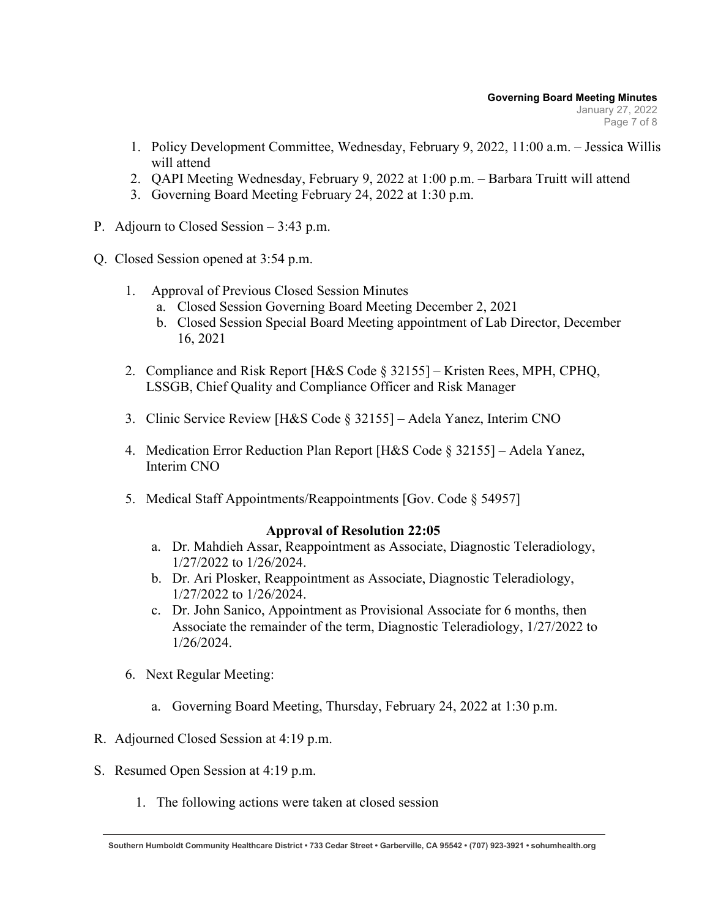1. Policy Development Committee, Wednesday, February 9, 2022, 11:00 a.m. – Jessica Willis will attend
2. QAPI Meeting Wednesday, February 9, 2022 at 1:00 p.m. – Barbara Truitt will attend
3. Governing Board Meeting February 24, 2022 at 1:30 p.m.

P. Adjourn to Closed Session – 3:43 p.m.

Q. Closed Session opened at 3:54 p.m.

   1. Approval of Previous Closed Session Minutes
      a. Closed Session Governing Board Meeting December 2, 2021
      b. Closed Session Special Board Meeting appointment of Lab Director, December 16, 2021

   2. Compliance and Risk Report [H&S Code § 32155] – Kristen Rees, MPH, CPHQ, LSSGB, Chief Quality and Compliance Officer and Risk Manager

   3. Clinic Service Review [H&S Code § 32155] – Adela Yanez, Interim CNO

   4. Medication Error Reduction Plan Report [H&S Code § 32155] – Adela Yanez, Interim CNO

   5. Medical Staff Appointments/Reappointments [Gov. Code § 54957]

      **Approval of Resolution 22:05**

      a. Dr. Mahdieh Assar, Reappointment as Associate, Diagnostic Teleradiology, 1/27/2022 to 1/26/2024.
      b. Dr. Ari Plosker, Reappointment as Associate, Diagnostic Teleradiology, 1/27/2022 to 1/26/2024.
      c. Dr. John Sanico, Appointment as Provisional Associate for 6 months, then Associate the remainder of the term, Diagnostic Teleradiology, 1/27/2022 to 1/26/2024.

   6. Next Regular Meeting:

      a. Governing Board Meeting, Thursday, February 24, 2022 at 1:30 p.m.

R. Adjourned Closed Session at 4:19 p.m.

S. Resumed Open Session at 4:19 p.m.

   1. The following actions were taken at closed session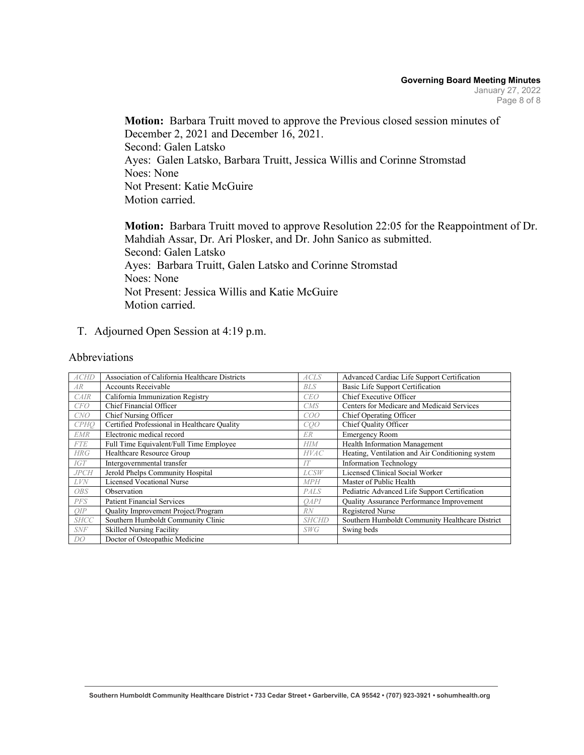**Motion:** Barbara Truitt moved to approve the Previous closed session minutes of December 2, 2021 and December 16, 2021.
Second: Galen Latsko
Ayes: Galen Latsko, Barbara Truitt, Jessica Willis and Corinne Stromstad
Noes: None
Not Present: Katie McGuire
Motion carried.

**Motion:** Barbara Truitt moved to approve Resolution 22:05 for the Reappointment of Dr. Mahdiah Assar, Dr. Ari Plosker, and Dr. John Sanico as submitted.
Second: Galen Latsko
Ayes: Barbara Truitt, Galen Latsko and Corinne Stromstad
Noes: None
Not Present: Jessica Willis and Katie McGuire
Motion carried.

T. Adjourned Open Session at 4:19 p.m.

## Abbreviations

| | | | |
|---|---|---|---|
| ACHD | Association of California Healthcare Districts | ACLS | Advanced Cardiac Life Support Certification |
| AR | Accounts Receivable | BLS | Basic Life Support Certification |
| CAIR | California Immunization Registry | CEO | Chief Executive Officer |
| CFO | Chief Financial Officer | CMS | Centers for Medicare and Medicaid Services |
| CNO | Chief Nursing Officer | COO | Chief Operating Officer |
| CPHQ | Certified Professional in Healthcare Quality | CQO | Chief Quality Officer |
| EMR | Electronic medical record | ER | Emergency Room |
| FTE | Full Time Equivalent/Full Time Employee | HIM | Health Information Management |
| HRG | Healthcare Resource Group | HVAC | Heating, Ventilation and Air Conditioning system |
| IGT | Intergovernmental transfer | IT | Information Technology |
| JPCH | Jerold Phelps Community Hospital | LCSW | Licensed Clinical Social Worker |
| LVN | Licensed Vocational Nurse | MPH | Master of Public Health |
| OBS | Observation | PALS | Pediatric Advanced Life Support Certification |
| PFS | Patient Financial Services | QAPI | Quality Assurance Performance Improvement |
| QIP | Quality Improvement Project/Program | RN | Registered Nurse |
| SHCC | Southern Humboldt Community Clinic | SHCHD | Southern Humboldt Community Healthcare District |
| SNF | Skilled Nursing Facility | SWG | Swing beds |
| DO | Doctor of Osteopathic Medicine | | |

Southern Humboldt Community Healthcare District • 733 Cedar Street • Garberville, CA 95542 • (707) 923-3921 • sohumhealth.org